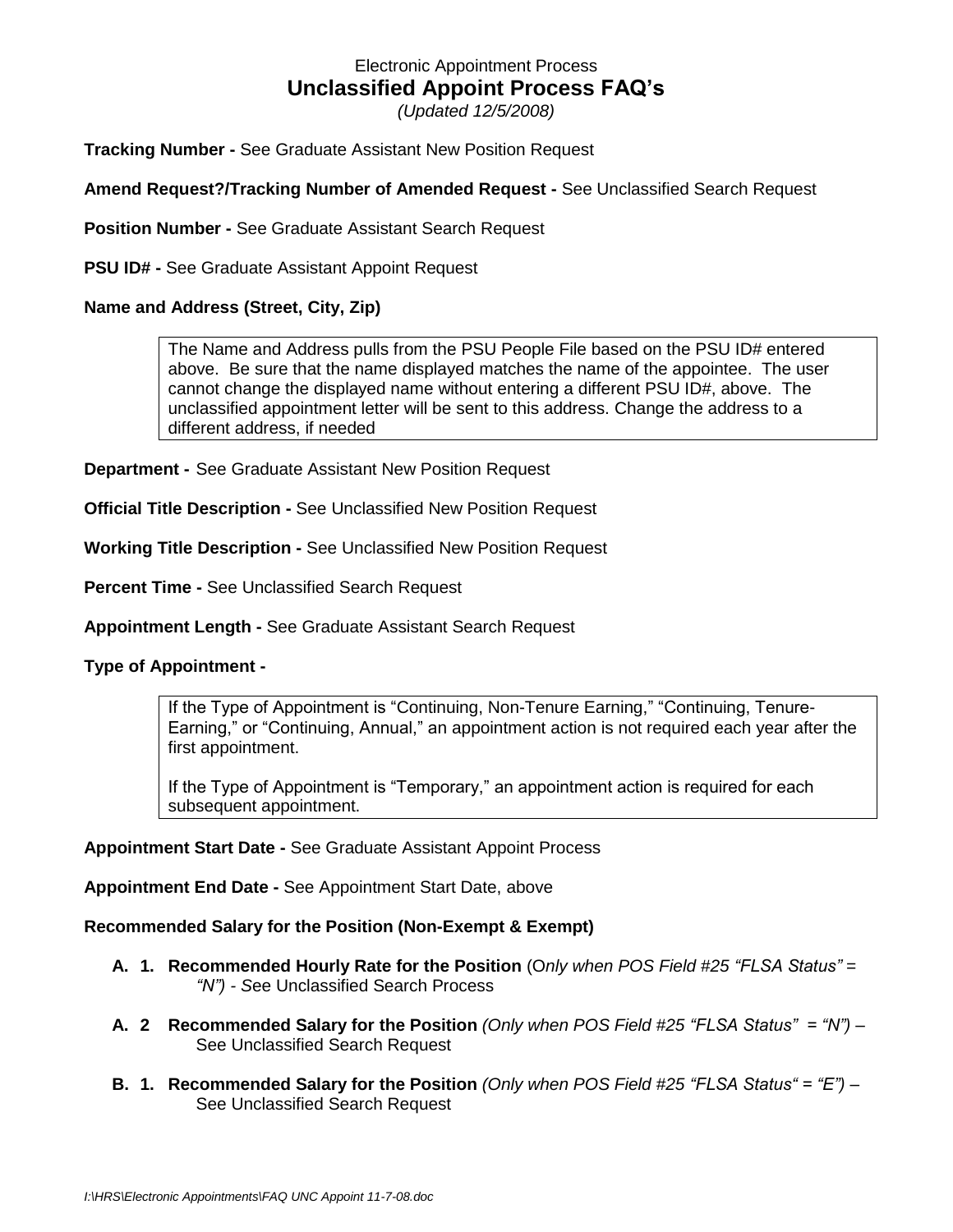Electronic Appointment Process

# Unclassified Appoint Process FAQ's

*(Updated 12/5/2008)*

**Tracking Number -** See Graduate Assistant New Position Request

**Amend Request?/Tracking Number of Amended Request -** See Unclassified Search Request

**Position Number -** See Graduate Assistant Search Request

**PSU ID# -** See Graduate Assistant Appoint Request

**Name and Address (Street, City, Zip)**

> The Name and Address pulls from the PSU People File based on the PSU ID# entered above. Be sure that the name displayed matches the name of the appointee. The user cannot change the displayed name without entering a different PSU ID#, above. The unclassified appointment letter will be sent to this address. Change the address to a different address, if needed

**Department -** See Graduate Assistant New Position Request

**Official Title Description -** See Unclassified New Position Request

**Working Title Description -** See Unclassified New Position Request

**Percent Time -** See Unclassified Search Request

**Appointment Length -** See Graduate Assistant Search Request

**Type of Appointment -**

> If the Type of Appointment is "Continuing, Non-Tenure Earning," "Continuing, Tenure-Earning," or "Continuing, Annual," an appointment action is not required each year after the first appointment.
>
> If the Type of Appointment is "Temporary," an appointment action is required for each subsequent appointment.

**Appointment Start Date -** See Graduate Assistant Appoint Process

**Appointment End Date -** See Appointment Start Date, above

**Recommended Salary for the Position (Non-Exempt & Exempt)**

- **A. 1. Recommended Hourly Rate for the Position** (*Only when POS Field #25 "FLSA Status" = "N") - S*ee Unclassified Search Process
- **A. 2 Recommended Salary for the Position** *(Only when POS Field #25 "FLSA Status" = "N")* – See Unclassified Search Request
- **B. 1. Recommended Salary for the Position** *(Only when POS Field #25 "FLSA Status" = "E")* – See Unclassified Search Request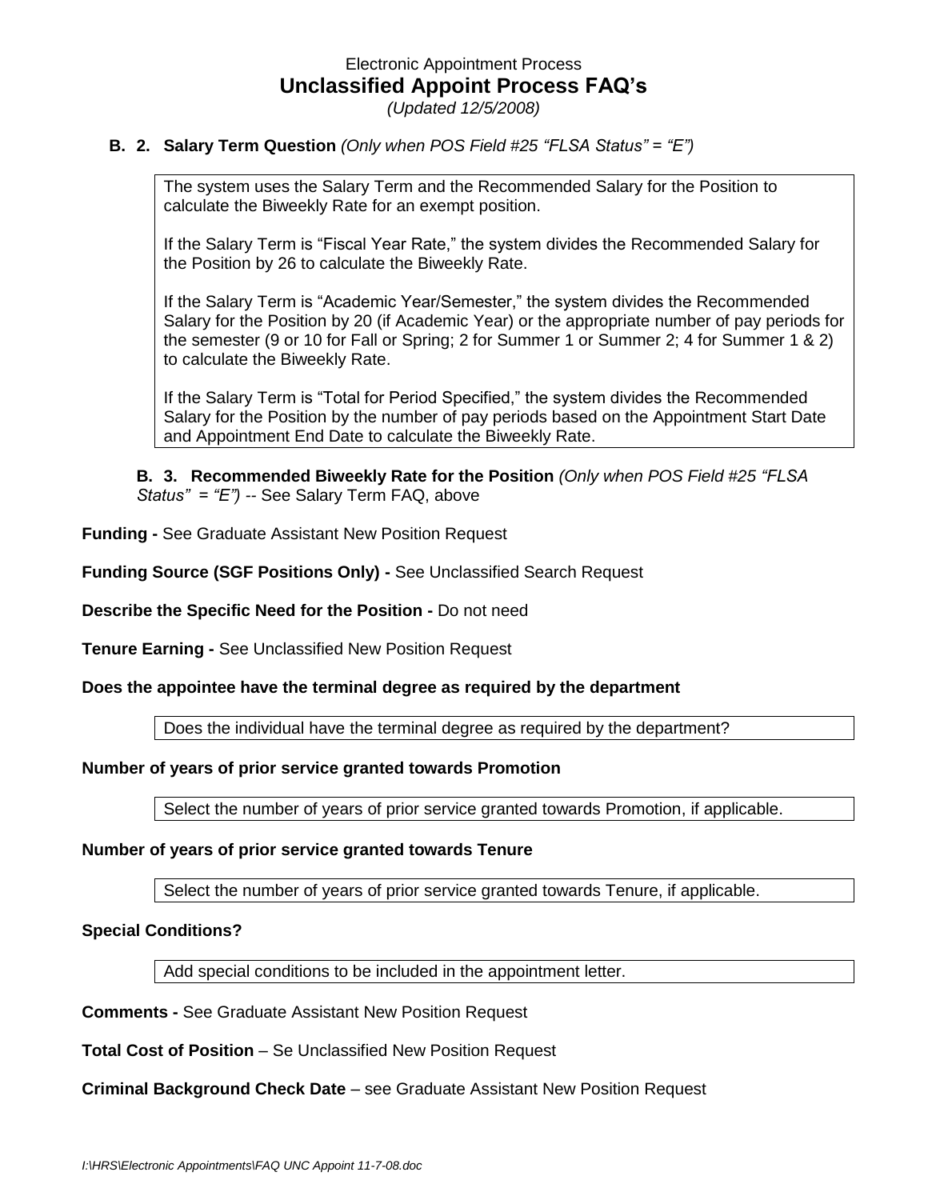Electronic Appointment Process

# Unclassified Appoint Process FAQ's

*(Updated 12/5/2008)*

**B. 2. Salary Term Question** *(Only when POS Field #25 "FLSA Status" = "E")*

> The system uses the Salary Term and the Recommended Salary for the Position to calculate the Biweekly Rate for an exempt position.
>
> If the Salary Term is "Fiscal Year Rate," the system divides the Recommended Salary for the Position by 26 to calculate the Biweekly Rate.
>
> If the Salary Term is "Academic Year/Semester," the system divides the Recommended Salary for the Position by 20 (if Academic Year) or the appropriate number of pay periods for the semester (9 or 10 for Fall or Spring; 2 for Summer 1 or Summer 2; 4 for Summer 1 & 2) to calculate the Biweekly Rate.
>
> If the Salary Term is "Total for Period Specified," the system divides the Recommended Salary for the Position by the number of pay periods based on the Appointment Start Date and Appointment End Date to calculate the Biweekly Rate.

**B. 3. Recommended Biweekly Rate for the Position** *(Only when POS Field #25 "FLSA Status" = "E")* -- See Salary Term FAQ, above

**Funding -** See Graduate Assistant New Position Request

**Funding Source (SGF Positions Only) -** See Unclassified Search Request

**Describe the Specific Need for the Position -** Do not need

**Tenure Earning -** See Unclassified New Position Request

**Does the appointee have the terminal degree as required by the department**

> Does the individual have the terminal degree as required by the department?

**Number of years of prior service granted towards Promotion**

> Select the number of years of prior service granted towards Promotion, if applicable.

**Number of years of prior service granted towards Tenure**

> Select the number of years of prior service granted towards Tenure, if applicable.

**Special Conditions?**

> Add special conditions to be included in the appointment letter.

**Comments -** See Graduate Assistant New Position Request

**Total Cost of Position** – Se Unclassified New Position Request

**Criminal Background Check Date** – see Graduate Assistant New Position Request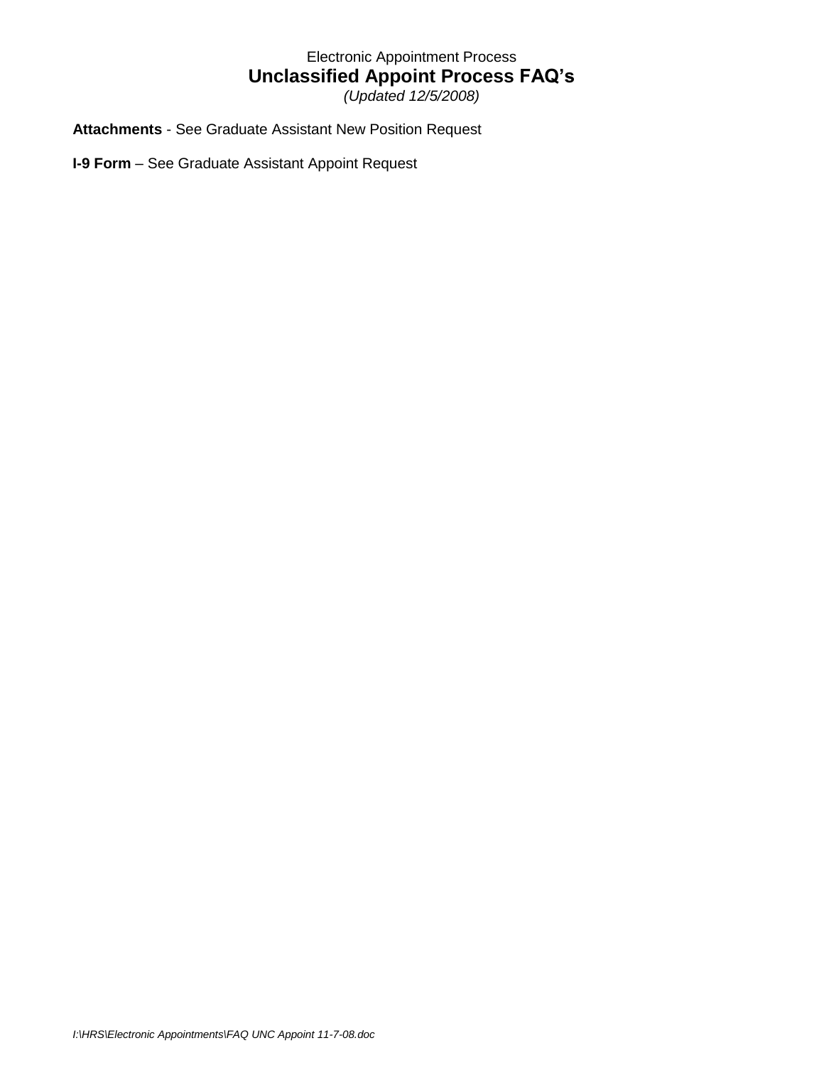Electronic Appointment Process

# Unclassified Appoint Process FAQ's

*(Updated 12/5/2008)*

**Attachments** - See Graduate Assistant New Position Request

**I-9 Form** – See Graduate Assistant Appoint Request